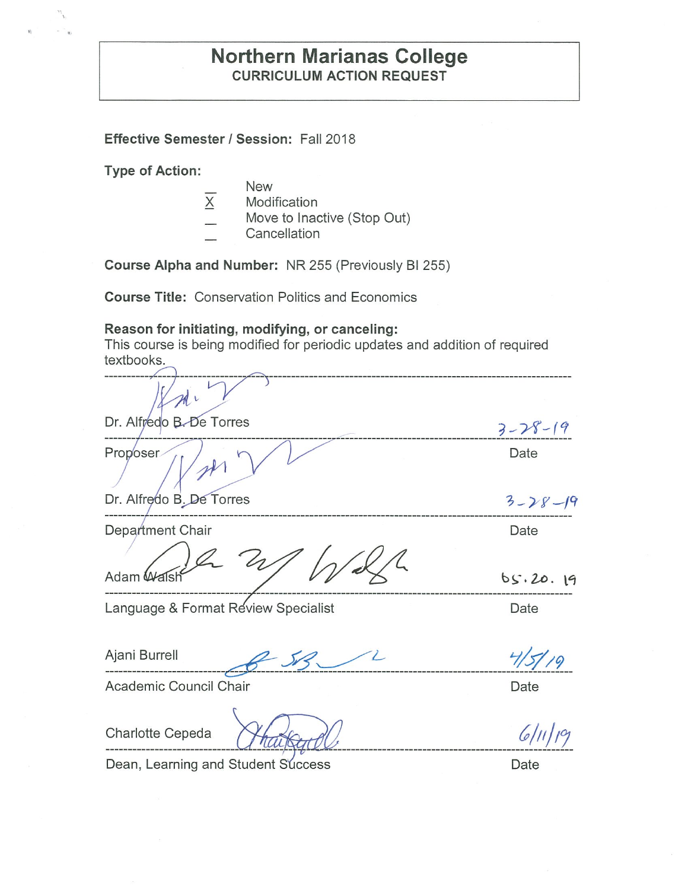# Northern Marianas College

## CURRICULUM ACTION REQUEST

**Effective Semester / Session:** Fall 2018

**Type of Action:**

- \_ New
- X Modification
- \_ Move to Inactive (Stop Out)
- \_ Cancellation

**Course Alpha and Number:** NR 255 (Previously BI 255)

**Course Title:** Conservation Politics and Economics

**Reason for initiating, modifying, or canceling:**
This course is being modified for periodic updates and addition of required textbooks.

---

Dr. Alfredo B. De Torres — 3-28-19

Proposer — Date

Dr. Alfredo B. De Torres — 3-28-19

Department Chair — Date

Adam Walsh — 05.20.19

Language & Format Review Specialist — Date

Ajani Burrell — 4/5/19

Academic Council Chair — Date

Charlotte Cepeda — 6/11/19

Dean, Learning and Student Success — Date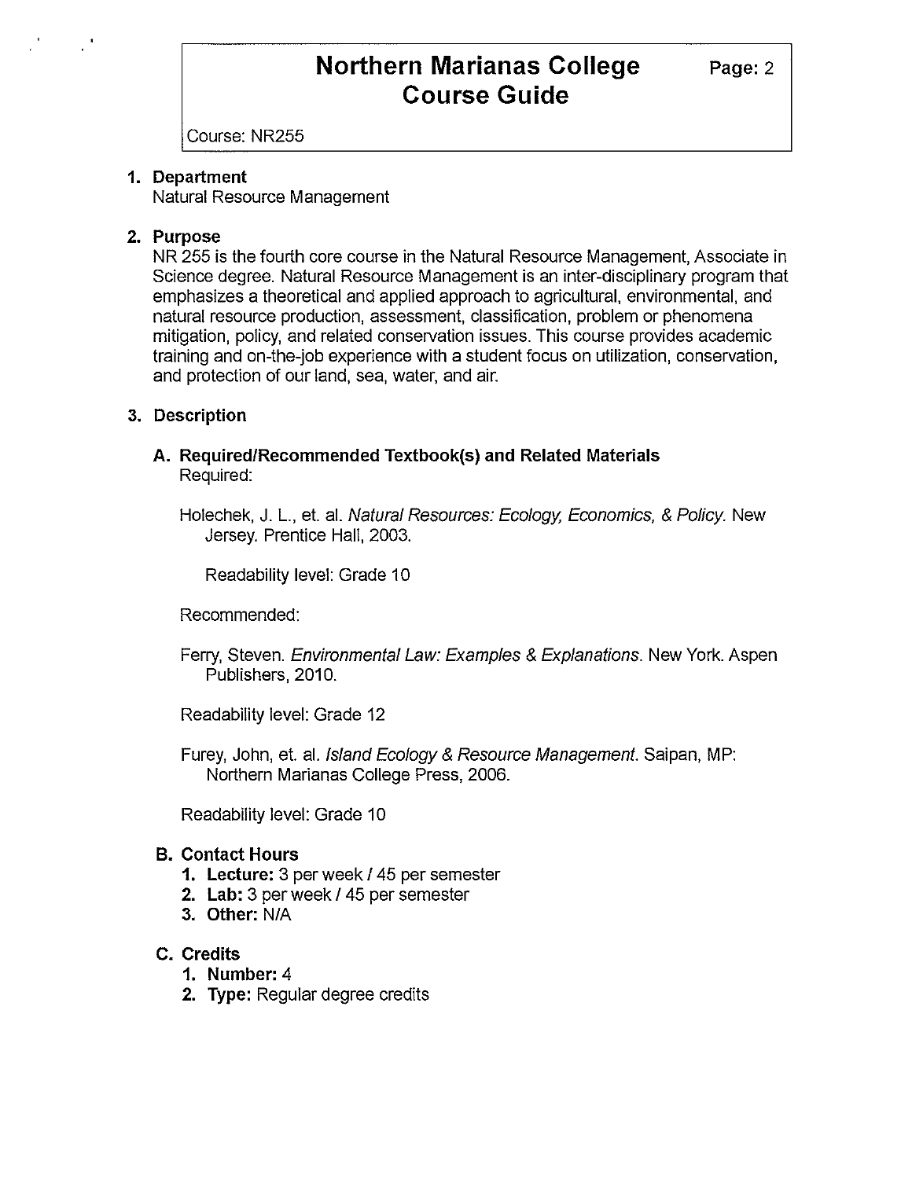# Northern Marianas College Course Guide

Course: NR255

1. **Department**
   Natural Resource Management

2. **Purpose**
   NR 255 is the fourth core course in the Natural Resource Management, Associate in Science degree. Natural Resource Management is an inter-disciplinary program that emphasizes a theoretical and applied approach to agricultural, environmental, and natural resource production, assessment, classification, problem or phenomena mitigation, policy, and related conservation issues. This course provides academic training and on-the-job experience with a student focus on utilization, conservation, and protection of our land, sea, water, and air.

3. **Description**

   **A. Required/Recommended Textbook(s) and Related Materials**
   Required:

   Holechek, J. L., et. al. *Natural Resources: Ecology, Economics, & Policy*. New Jersey. Prentice Hall, 2003.

   Readability level: Grade 10

   Recommended:

   Ferry, Steven. *Environmental Law: Examples & Explanations*. New York. Aspen Publishers, 2010.

   Readability level: Grade 12

   Furey, John, et. al. *Island Ecology & Resource Management*. Saipan, MP: Northern Marianas College Press, 2006.

   Readability level: Grade 10

   **B. Contact Hours**
   1. **Lecture:** 3 per week / 45 per semester
   2. **Lab:** 3 per week / 45 per semester
   3. **Other:** N/A

   **C. Credits**
   1. **Number:** 4
   2. **Type:** Regular degree credits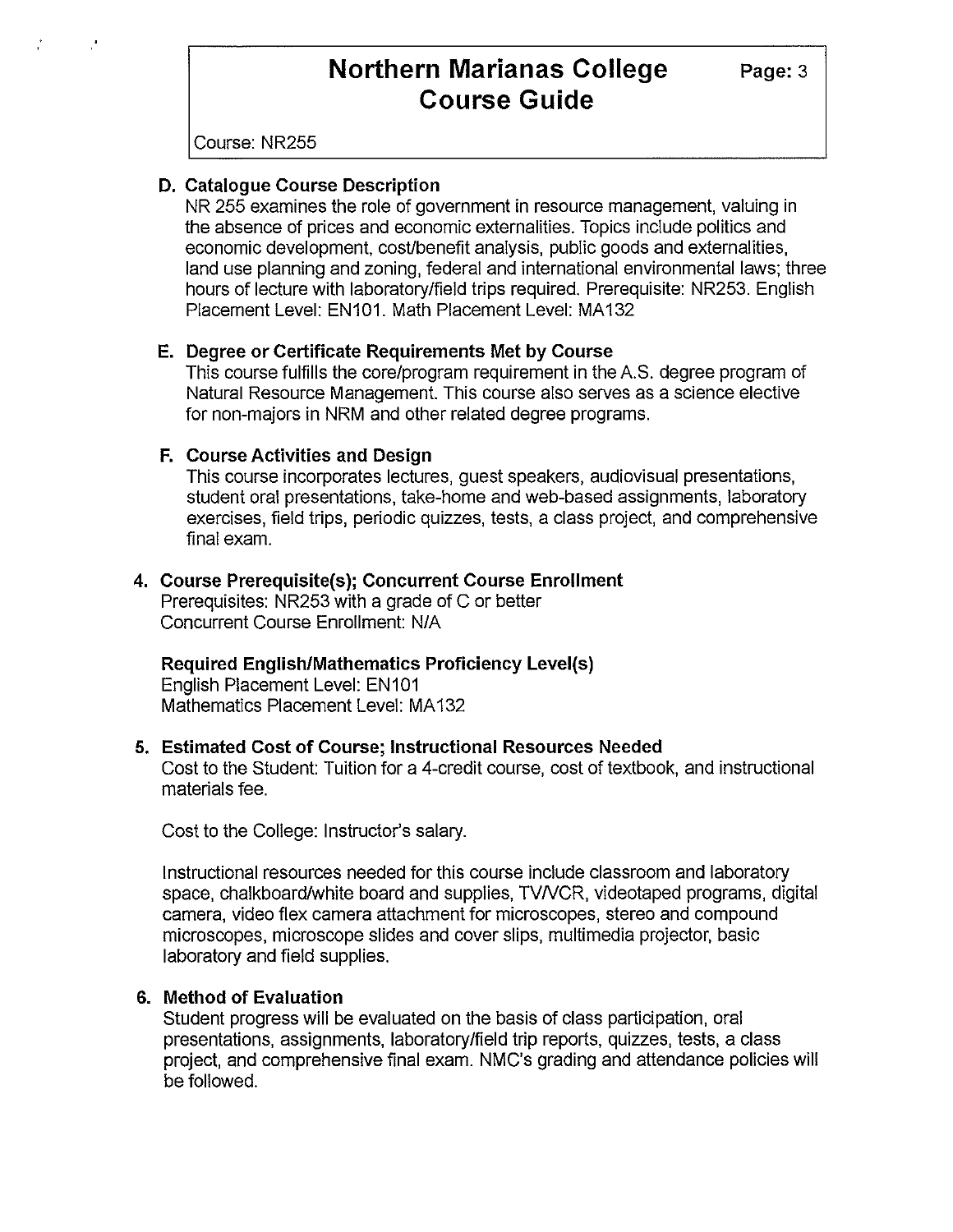### D. Catalogue Course Description

NR 255 examines the role of government in resource management, valuing in the absence of prices and economic externalities. Topics include politics and economic development, cost/benefit analysis, public goods and externalities, land use planning and zoning, federal and international environmental laws; three hours of lecture with laboratory/field trips required. Prerequisite: NR253. English Placement Level: EN101. Math Placement Level: MA132

### E. Degree or Certificate Requirements Met by Course

This course fulfills the core/program requirement in the A.S. degree program of Natural Resource Management. This course also serves as a science elective for non-majors in NRM and other related degree programs.

### F. Course Activities and Design

This course incorporates lectures, guest speakers, audiovisual presentations, student oral presentations, take-home and web-based assignments, laboratory exercises, field trips, periodic quizzes, tests, a class project, and comprehensive final exam.

## 4. Course Prerequisite(s); Concurrent Course Enrollment

Prerequisites: NR253 with a grade of C or better
Concurrent Course Enrollment: N/A

**Required English/Mathematics Proficiency Level(s)**
English Placement Level: EN101
Mathematics Placement Level: MA132

## 5. Estimated Cost of Course; Instructional Resources Needed

Cost to the Student: Tuition for a 4-credit course, cost of textbook, and instructional materials fee.

Cost to the College: Instructor's salary.

Instructional resources needed for this course include classroom and laboratory space, chalkboard/white board and supplies, TV/VCR, videotaped programs, digital camera, video flex camera attachment for microscopes, stereo and compound microscopes, microscope slides and cover slips, multimedia projector, basic laboratory and field supplies.

## 6. Method of Evaluation

Student progress will be evaluated on the basis of class participation, oral presentations, assignments, laboratory/field trip reports, quizzes, tests, a class project, and comprehensive final exam. NMC's grading and attendance policies will be followed.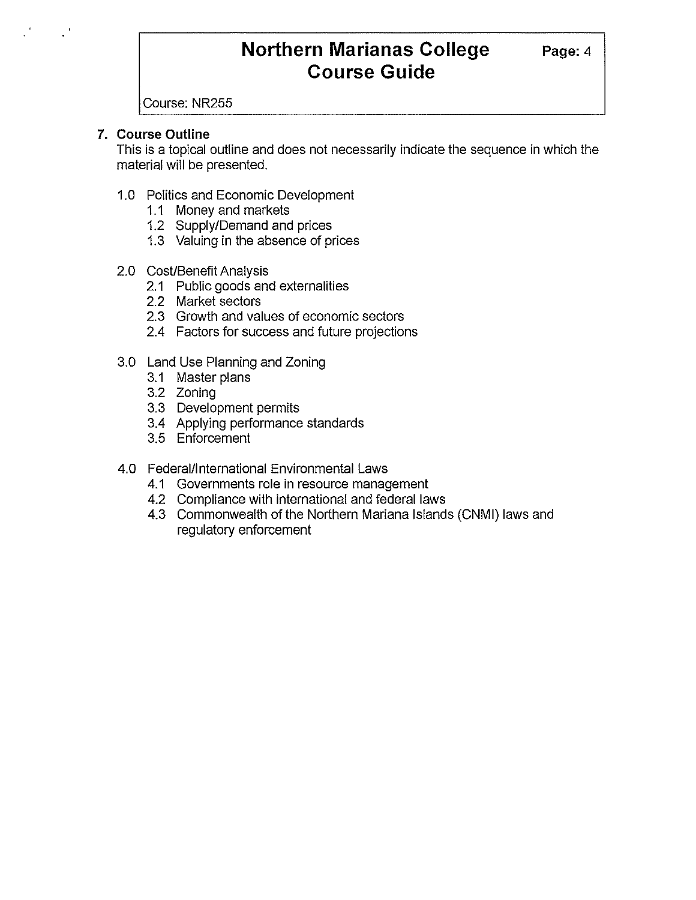## 7. Course Outline

This is a topical outline and does not necessarily indicate the sequence in which the material will be presented.

- 1.0 Politics and Economic Development
  - 1.1 Money and markets
  - 1.2 Supply/Demand and prices
  - 1.3 Valuing in the absence of prices
- 2.0 Cost/Benefit Analysis
  - 2.1 Public goods and externalities
  - 2.2 Market sectors
  - 2.3 Growth and values of economic sectors
  - 2.4 Factors for success and future projections
- 3.0 Land Use Planning and Zoning
  - 3.1 Master plans
  - 3.2 Zoning
  - 3.3 Development permits
  - 3.4 Applying performance standards
  - 3.5 Enforcement
- 4.0 Federal/International Environmental Laws
  - 4.1 Governments role in resource management
  - 4.2 Compliance with international and federal laws
  - 4.3 Commonwealth of the Northern Mariana Islands (CNMI) laws and regulatory enforcement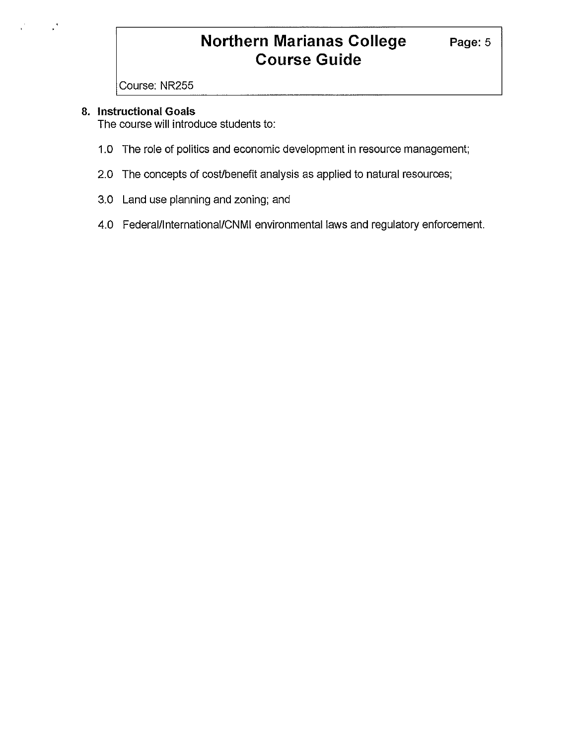## 8. Instructional Goals

The course will introduce students to:

1.0 The role of politics and economic development in resource management;

2.0 The concepts of cost/benefit analysis as applied to natural resources;

3.0 Land use planning and zoning; and

4.0 Federal/International/CNMI environmental laws and regulatory enforcement.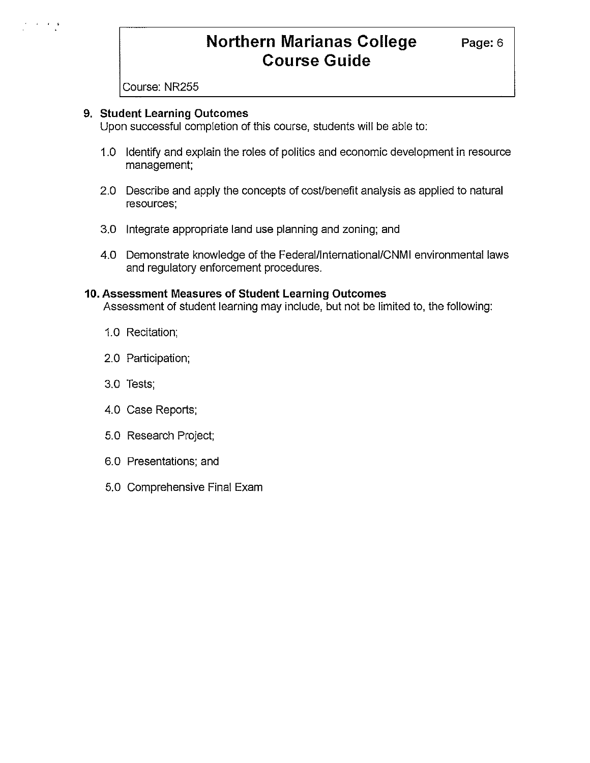# Northern Marianas College Course Guide

Course: NR255

**9. Student Learning Outcomes**

Upon successful completion of this course, students will be able to:

1.0 Identify and explain the roles of politics and economic development in resource management;

2.0 Describe and apply the concepts of cost/benefit analysis as applied to natural resources;

3.0 Integrate appropriate land use planning and zoning; and

4.0 Demonstrate knowledge of the Federal/International/CNMI environmental laws and regulatory enforcement procedures.

**10. Assessment Measures of Student Learning Outcomes**

Assessment of student learning may include, but not be limited to, the following:

1.0 Recitation;

2.0 Participation;

3.0 Tests;

4.0 Case Reports;

5.0 Research Project;

6.0 Presentations; and

5.0 Comprehensive Final Exam